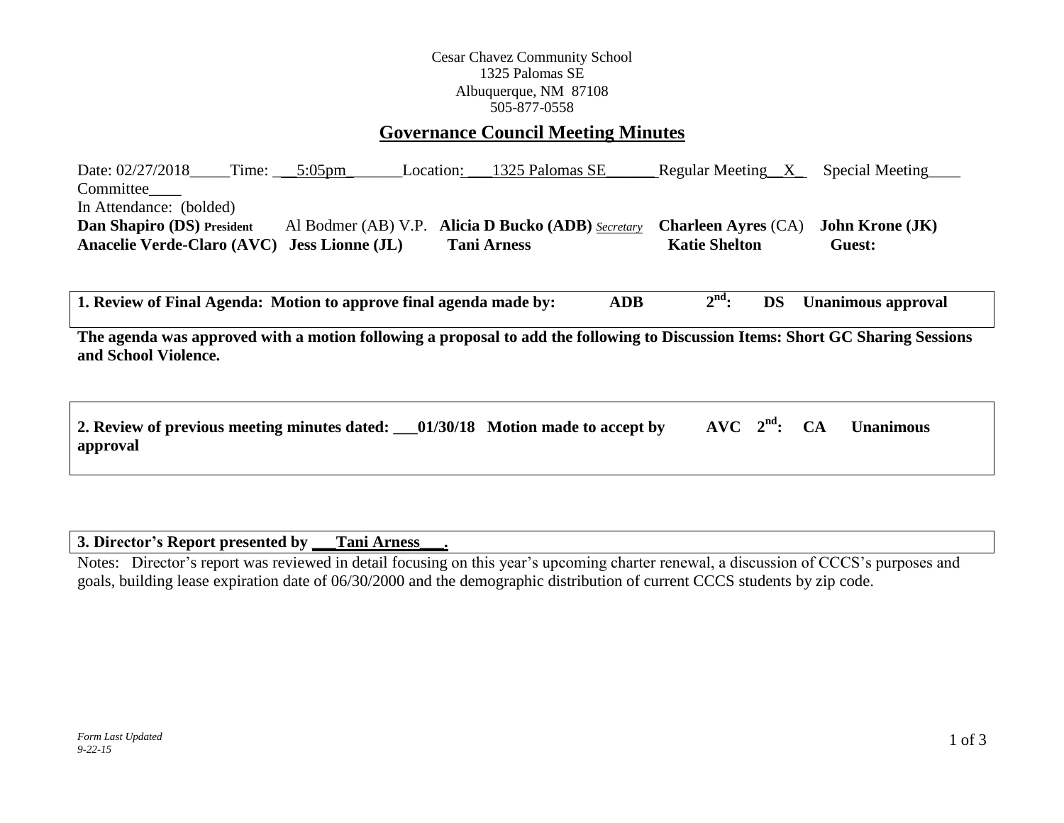Cesar Chavez Community School
1325 Palomas SE
Albuquerque, NM 87108
505-877-0558

## Governance Council Meeting Minutes

Date: 02/27/2018_____Time: ___5:05pm_______Location: ___1325 Palomas SE______ Regular Meeting__X_ Special Meeting____ Committee____

In Attendance: (bolded)

**Dan Shapiro (DS) President** Al Bodmer (AB) V.P. **Alicia D Bucko (ADB)** *Secretary* **Charleen Ayres** (CA) **John Krone (JK)** **Anacelie Verde-Claro (AVC)** **Jess Lionne (JL)** **Tani Arness** **Katie Shelton** **Guest:**

**1. Review of Final Agenda: Motion to approve final agenda made by: ADB 2nd: DS Unanimous approval**

**The agenda was approved with a motion following a proposal to add the following to Discussion Items: Short GC Sharing Sessions and School Violence.**

**2. Review of previous meeting minutes dated: ___01/30/18 Motion made to accept by AVC 2nd: CA Unanimous approval**

**3. Director's Report presented by ___Tani Arness___.**

Notes: Director's report was reviewed in detail focusing on this year's upcoming charter renewal, a discussion of CCCS's purposes and goals, building lease expiration date of 06/30/2000 and the demographic distribution of current CCCS students by zip code.

*Form Last Updated 9-22-15*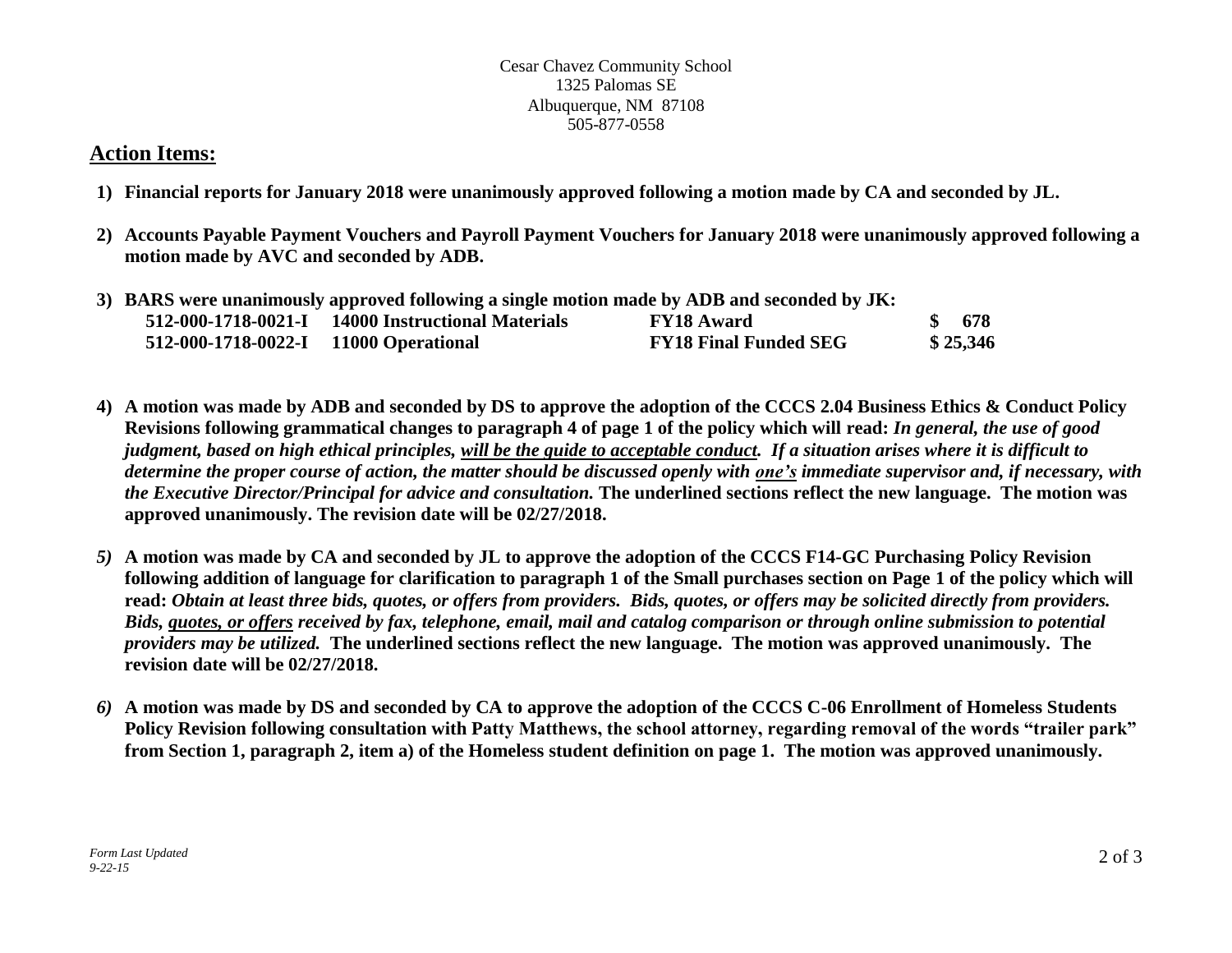Cesar Chavez Community School
1325 Palomas SE
Albuquerque, NM 87108
505-877-0558

## Action Items:

1) **Financial reports for January 2018 were unanimously approved following a motion made by CA and seconded by JL.**

2) **Accounts Payable Payment Vouchers and Payroll Payment Vouchers for January 2018 were unanimously approved following a motion made by AVC and seconded by ADB.**

3) **BARS were unanimously approved following a single motion made by ADB and seconded by JK:**

| | | | |
|---|---|---|---|
| **512-000-1718-0021-I** | **14000 Instructional Materials** | **FY18 Award** | **$ 678** |
| **512-000-1718-0022-I** | **11000 Operational** | **FY18 Final Funded SEG** | **$ 25,346** |

4) **A motion was made by ADB and seconded by DS to approve the adoption of the CCCS 2.04 Business Ethics & Conduct Policy Revisions following grammatical changes to paragraph 4 of page 1 of the policy which will read:** ***In general, the use of good judgment, based on high ethical principles, <u>will be the guide to acceptable conduct</u>. If a situation arises where it is difficult to determine the proper course of action, the matter should be discussed openly with <u>one's</u> immediate supervisor and, if necessary, with the Executive Director/Principal for advice and consultation.*** **The underlined sections reflect the new language. The motion was approved unanimously. The revision date will be 02/27/2018.**

5) **A motion was made by CA and seconded by JL to approve the adoption of the CCCS F14-GC Purchasing Policy Revision following addition of language for clarification to paragraph 1 of the Small purchases section on Page 1 of the policy which will read:** ***Obtain at least three bids, quotes, or offers from providers. Bids, quotes, or offers may be solicited directly from providers. Bids, <u>quotes, or offers</u> received by fax, telephone, email, mail and catalog comparison or through online submission to potential providers may be utilized.*** **The underlined sections reflect the new language. The motion was approved unanimously. The revision date will be 02/27/2018.**

6) **A motion was made by DS and seconded by CA to approve the adoption of the CCCS C-06 Enrollment of Homeless Students Policy Revision following consultation with Patty Matthews, the school attorney, regarding removal of the words "trailer park" from Section 1, paragraph 2, item a) of the Homeless student definition on page 1. The motion was approved unanimously.**

*Form Last Updated 9-22-15*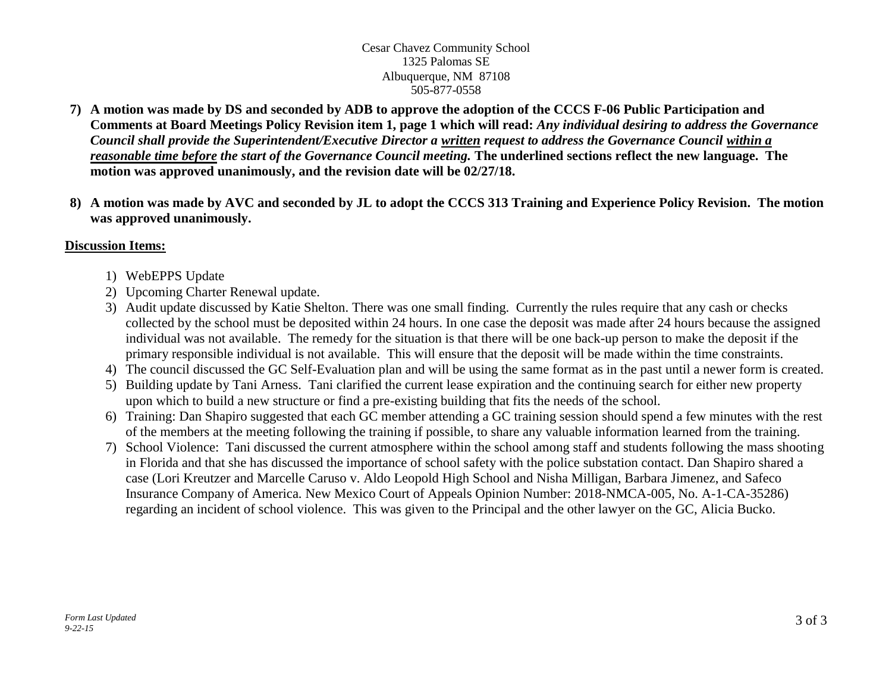Cesar Chavez Community School
1325 Palomas SE
Albuquerque, NM 87108
505-877-0558

7) **A motion was made by DS and seconded by ADB to approve the adoption of the CCCS F-06 Public Participation and Comments at Board Meetings Policy Revision item 1, page 1 which will read:** ***Any individual desiring to address the Governance Council shall provide the Superintendent/Executive Director a <u>written</u> request to address the Governance Council <u>within a reasonable time before</u> the start of the Governance Council meeting.*** **The underlined sections reflect the new language. The motion was approved unanimously, and the revision date will be 02/27/18.**

8) **A motion was made by AVC and seconded by JL to adopt the CCCS 313 Training and Experience Policy Revision. The motion was approved unanimously.**

**<u>Discussion Items:</u>**

1) WebEPPS Update
2) Upcoming Charter Renewal update.
3) Audit update discussed by Katie Shelton. There was one small finding. Currently the rules require that any cash or checks collected by the school must be deposited within 24 hours. In one case the deposit was made after 24 hours because the assigned individual was not available. The remedy for the situation is that there will be one back-up person to make the deposit if the primary responsible individual is not available. This will ensure that the deposit will be made within the time constraints.
4) The council discussed the GC Self-Evaluation plan and will be using the same format as in the past until a newer form is created.
5) Building update by Tani Arness. Tani clarified the current lease expiration and the continuing search for either new property upon which to build a new structure or find a pre-existing building that fits the needs of the school.
6) Training: Dan Shapiro suggested that each GC member attending a GC training session should spend a few minutes with the rest of the members at the meeting following the training if possible, to share any valuable information learned from the training.
7) School Violence: Tani discussed the current atmosphere within the school among staff and students following the mass shooting in Florida and that she has discussed the importance of school safety with the police substation contact. Dan Shapiro shared a case (Lori Kreutzer and Marcelle Caruso v. Aldo Leopold High School and Nisha Milligan, Barbara Jimenez, and Safeco Insurance Company of America. New Mexico Court of Appeals Opinion Number: 2018-NMCA-005, No. A-1-CA-35286) regarding an incident of school violence. This was given to the Principal and the other lawyer on the GC, Alicia Bucko.

*Form Last Updated 9-22-15*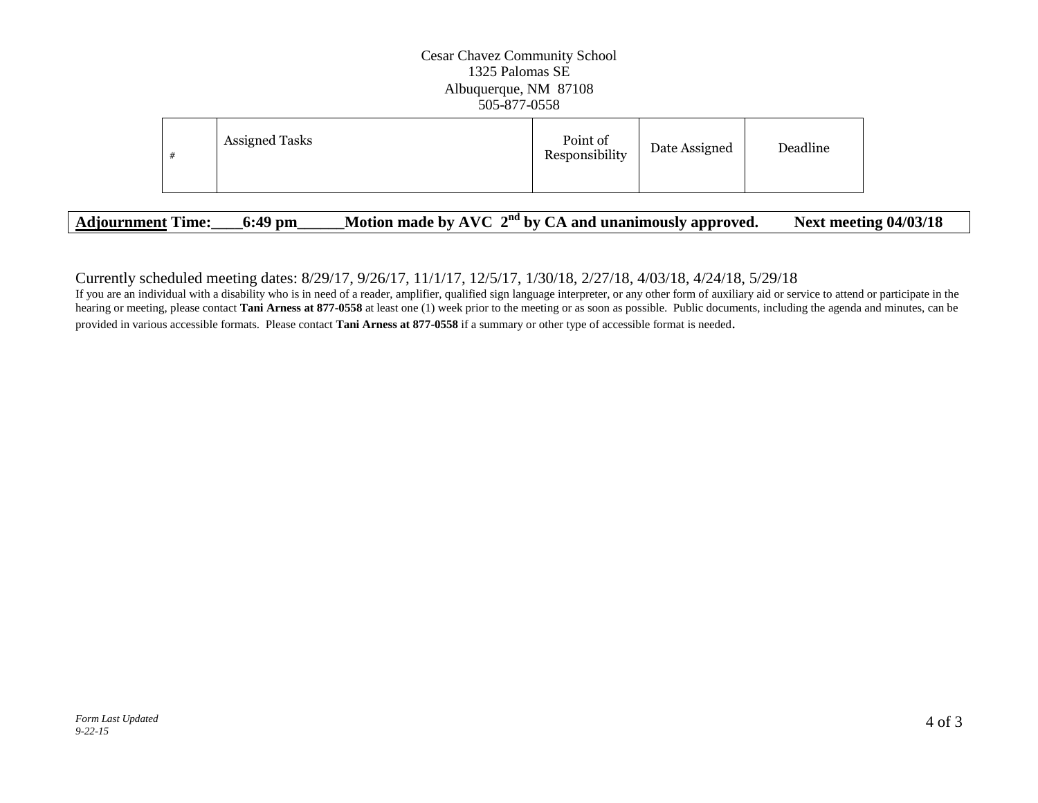Cesar Chavez Community School
1325 Palomas SE
Albuquerque, NM 87108
505-877-0558

| # | Assigned Tasks | Point of Responsibility | Date Assigned | Deadline |
|---|---|---|---|---|

| **Adjournment Time:____6:49 pm______Motion made by AVC 2nd by CA and unanimously approved.** | **Next meeting 04/03/18** |
|---|---|

Currently scheduled meeting dates: 8/29/17, 9/26/17, 11/1/17, 12/5/17, 1/30/18, 2/27/18, 4/03/18, 4/24/18, 5/29/18

If you are an individual with a disability who is in need of a reader, amplifier, qualified sign language interpreter, or any other form of auxiliary aid or service to attend or participate in the hearing or meeting, please contact **Tani Arness at 877-0558** at least one (1) week prior to the meeting or as soon as possible. Public documents, including the agenda and minutes, can be provided in various accessible formats. Please contact **Tani Arness at 877-0558** if a summary or other type of accessible format is needed.

*Form Last Updated 9-22-15*